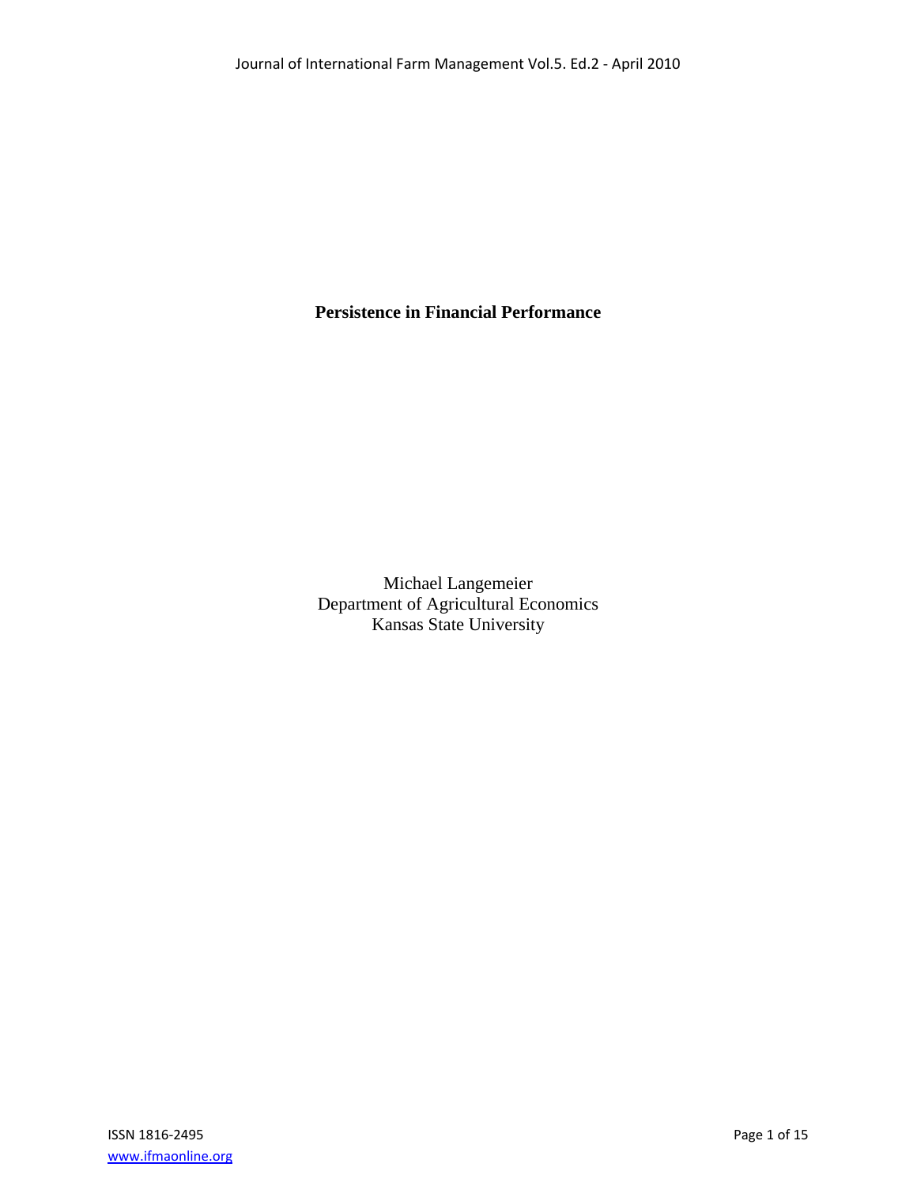# Persistence in Financial Performance

Michael Langemeier
Department of Agricultural Economics
Kansas State University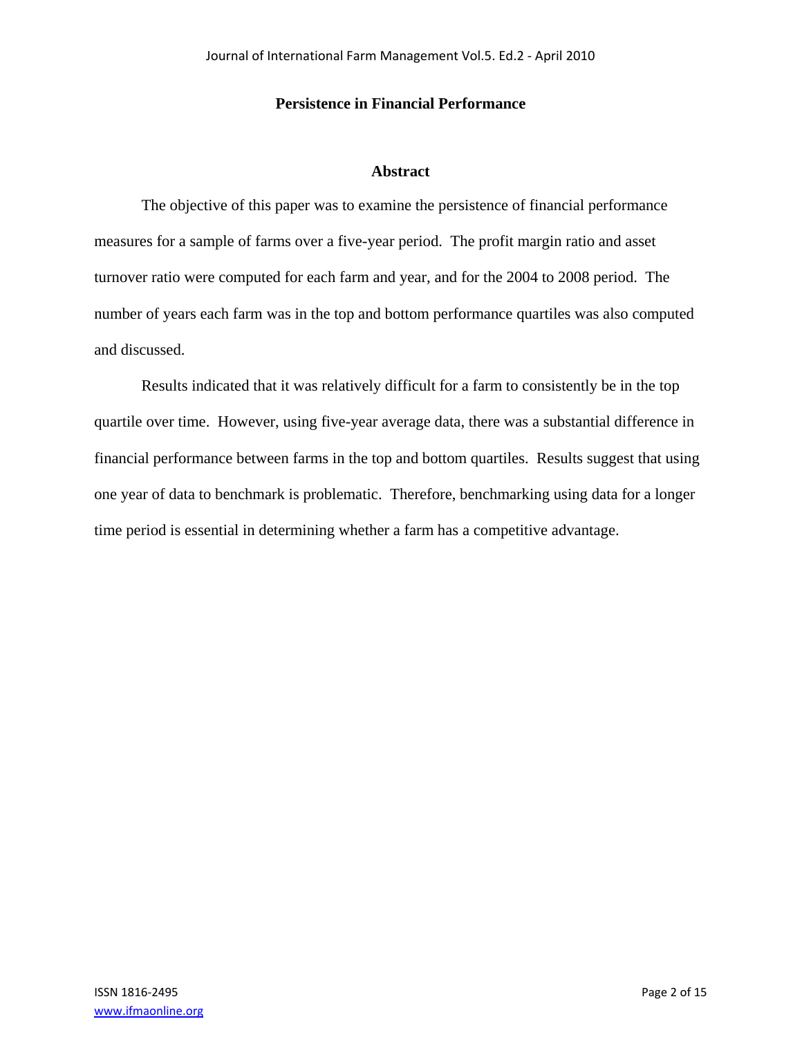# Persistence in Financial Performance

## Abstract

The objective of this paper was to examine the persistence of financial performance measures for a sample of farms over a five-year period. The profit margin ratio and asset turnover ratio were computed for each farm and year, and for the 2004 to 2008 period. The number of years each farm was in the top and bottom performance quartiles was also computed and discussed.

Results indicated that it was relatively difficult for a farm to consistently be in the top quartile over time. However, using five-year average data, there was a substantial difference in financial performance between farms in the top and bottom quartiles. Results suggest that using one year of data to benchmark is problematic. Therefore, benchmarking using data for a longer time period is essential in determining whether a farm has a competitive advantage.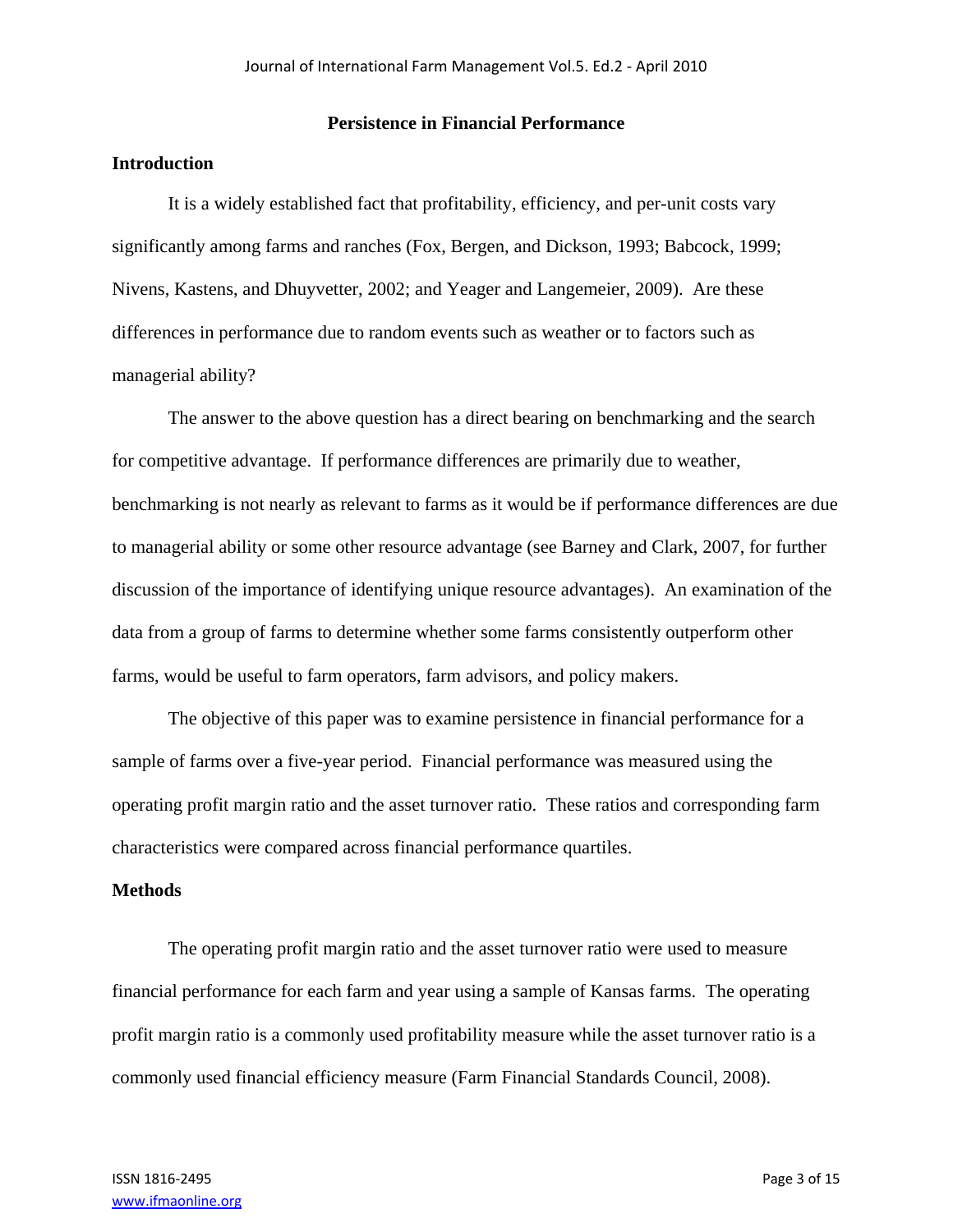## Persistence in Financial Performance

### Introduction

It is a widely established fact that profitability, efficiency, and per-unit costs vary significantly among farms and ranches (Fox, Bergen, and Dickson, 1993; Babcock, 1999; Nivens, Kastens, and Dhuyvetter, 2002; and Yeager and Langemeier, 2009). Are these differences in performance due to random events such as weather or to factors such as managerial ability?

The answer to the above question has a direct bearing on benchmarking and the search for competitive advantage. If performance differences are primarily due to weather, benchmarking is not nearly as relevant to farms as it would be if performance differences are due to managerial ability or some other resource advantage (see Barney and Clark, 2007, for further discussion of the importance of identifying unique resource advantages). An examination of the data from a group of farms to determine whether some farms consistently outperform other farms, would be useful to farm operators, farm advisors, and policy makers.

The objective of this paper was to examine persistence in financial performance for a sample of farms over a five-year period. Financial performance was measured using the operating profit margin ratio and the asset turnover ratio. These ratios and corresponding farm characteristics were compared across financial performance quartiles.

### Methods

The operating profit margin ratio and the asset turnover ratio were used to measure financial performance for each farm and year using a sample of Kansas farms. The operating profit margin ratio is a commonly used profitability measure while the asset turnover ratio is a commonly used financial efficiency measure (Farm Financial Standards Council, 2008).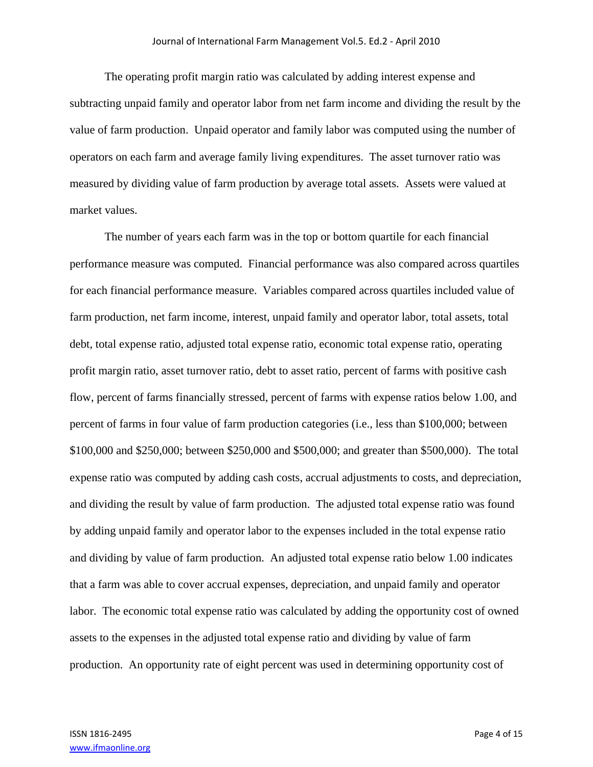The operating profit margin ratio was calculated by adding interest expense and subtracting unpaid family and operator labor from net farm income and dividing the result by the value of farm production. Unpaid operator and family labor was computed using the number of operators on each farm and average family living expenditures. The asset turnover ratio was measured by dividing value of farm production by average total assets. Assets were valued at market values.

The number of years each farm was in the top or bottom quartile for each financial performance measure was computed. Financial performance was also compared across quartiles for each financial performance measure. Variables compared across quartiles included value of farm production, net farm income, interest, unpaid family and operator labor, total assets, total debt, total expense ratio, adjusted total expense ratio, economic total expense ratio, operating profit margin ratio, asset turnover ratio, debt to asset ratio, percent of farms with positive cash flow, percent of farms financially stressed, percent of farms with expense ratios below 1.00, and percent of farms in four value of farm production categories (i.e., less than $100,000; between $100,000 and $250,000; between $250,000 and $500,000; and greater than $500,000). The total expense ratio was computed by adding cash costs, accrual adjustments to costs, and depreciation, and dividing the result by value of farm production. The adjusted total expense ratio was found by adding unpaid family and operator labor to the expenses included in the total expense ratio and dividing by value of farm production. An adjusted total expense ratio below 1.00 indicates that a farm was able to cover accrual expenses, depreciation, and unpaid family and operator labor. The economic total expense ratio was calculated by adding the opportunity cost of owned assets to the expenses in the adjusted total expense ratio and dividing by value of farm production. An opportunity rate of eight percent was used in determining opportunity cost of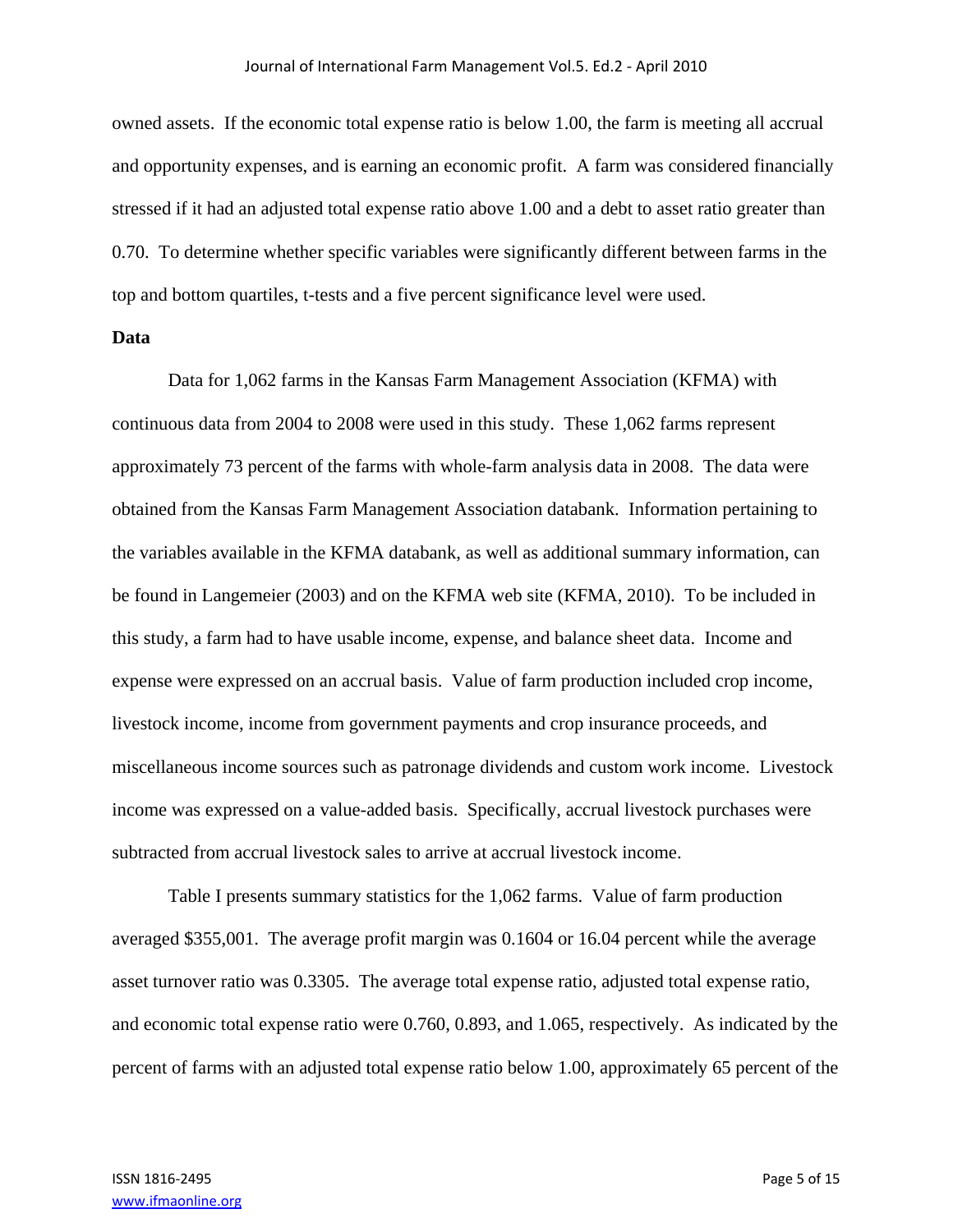owned assets. If the economic total expense ratio is below 1.00, the farm is meeting all accrual and opportunity expenses, and is earning an economic profit. A farm was considered financially stressed if it had an adjusted total expense ratio above 1.00 and a debt to asset ratio greater than 0.70. To determine whether specific variables were significantly different between farms in the top and bottom quartiles, t-tests and a five percent significance level were used.

**Data**

Data for 1,062 farms in the Kansas Farm Management Association (KFMA) with continuous data from 2004 to 2008 were used in this study. These 1,062 farms represent approximately 73 percent of the farms with whole-farm analysis data in 2008. The data were obtained from the Kansas Farm Management Association databank. Information pertaining to the variables available in the KFMA databank, as well as additional summary information, can be found in Langemeier (2003) and on the KFMA web site (KFMA, 2010). To be included in this study, a farm had to have usable income, expense, and balance sheet data. Income and expense were expressed on an accrual basis. Value of farm production included crop income, livestock income, income from government payments and crop insurance proceeds, and miscellaneous income sources such as patronage dividends and custom work income. Livestock income was expressed on a value-added basis. Specifically, accrual livestock purchases were subtracted from accrual livestock sales to arrive at accrual livestock income.

Table I presents summary statistics for the 1,062 farms. Value of farm production averaged $355,001. The average profit margin was 0.1604 or 16.04 percent while the average asset turnover ratio was 0.3305. The average total expense ratio, adjusted total expense ratio, and economic total expense ratio were 0.760, 0.893, and 1.065, respectively. As indicated by the percent of farms with an adjusted total expense ratio below 1.00, approximately 65 percent of the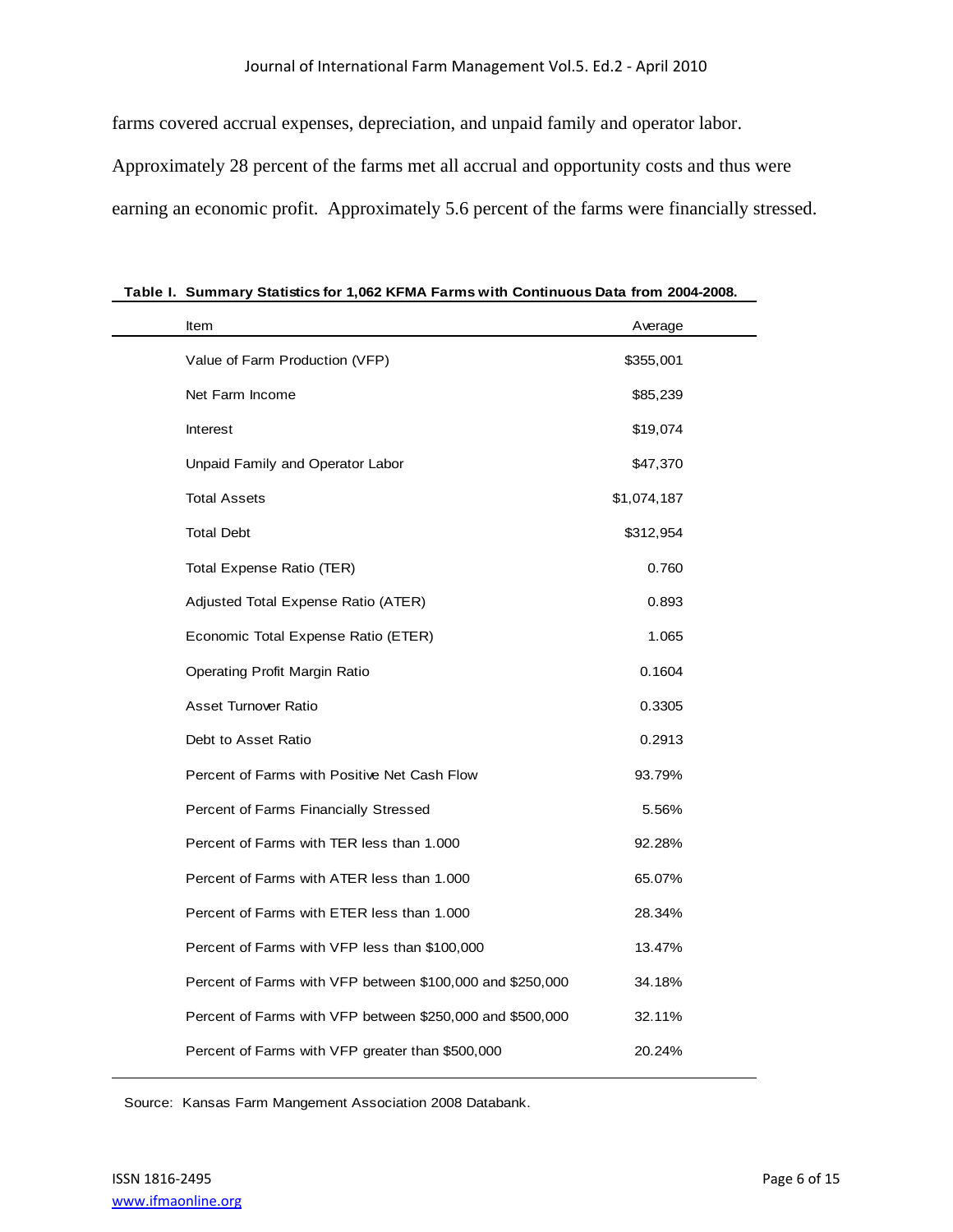farms covered accrual expenses, depreciation, and unpaid family and operator labor. Approximately 28 percent of the farms met all accrual and opportunity costs and thus were earning an economic profit. Approximately 5.6 percent of the farms were financially stressed.

**Table I. Summary Statistics for 1,062 KFMA Farms with Continuous Data from 2004-2008.**

| Item | Average |
|---|---|
| Value of Farm Production (VFP) | $355,001 |
| Net Farm Income | $85,239 |
| Interest | $19,074 |
| Unpaid Family and Operator Labor | $47,370 |
| Total Assets | $1,074,187 |
| Total Debt | $312,954 |
| Total Expense Ratio (TER) | 0.760 |
| Adjusted Total Expense Ratio (ATER) | 0.893 |
| Economic Total Expense Ratio (ETER) | 1.065 |
| Operating Profit Margin Ratio | 0.1604 |
| Asset Turnover Ratio | 0.3305 |
| Debt to Asset Ratio | 0.2913 |
| Percent of Farms with Positive Net Cash Flow | 93.79% |
| Percent of Farms Financially Stressed | 5.56% |
| Percent of Farms with TER less than 1.000 | 92.28% |
| Percent of Farms with ATER less than 1.000 | 65.07% |
| Percent of Farms with ETER less than 1.000 | 28.34% |
| Percent of Farms with VFP less than $100,000 | 13.47% |
| Percent of Farms with VFP between $100,000 and $250,000 | 34.18% |
| Percent of Farms with VFP between $250,000 and $500,000 | 32.11% |
| Percent of Farms with VFP greater than $500,000 | 20.24% |

Source: Kansas Farm Mangement Association 2008 Databank.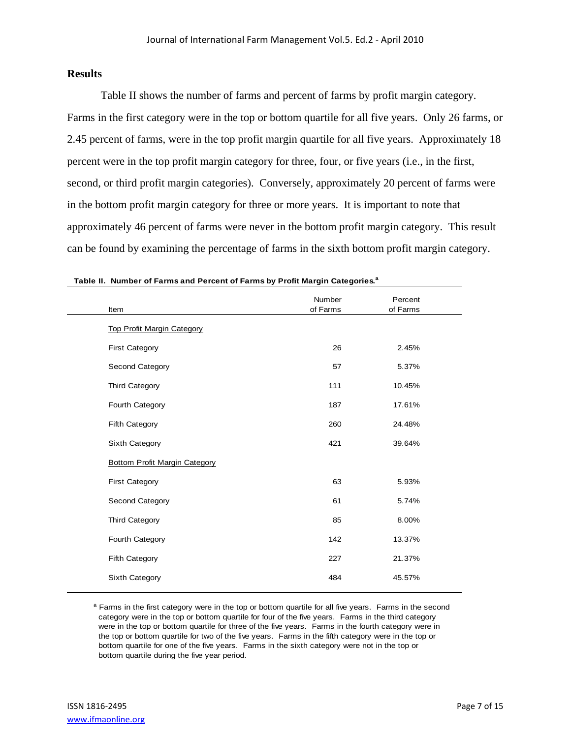## Results

Table II shows the number of farms and percent of farms by profit margin category. Farms in the first category were in the top or bottom quartile for all five years. Only 26 farms, or 2.45 percent of farms, were in the top profit margin quartile for all five years. Approximately 18 percent were in the top profit margin category for three, four, or five years (i.e., in the first, second, or third profit margin categories). Conversely, approximately 20 percent of farms were in the bottom profit margin category for three or more years. It is important to note that approximately 46 percent of farms were never in the bottom profit margin category. This result can be found by examining the percentage of farms in the sixth bottom profit margin category.

**Table II. Number of Farms and Percent of Farms by Profit Margin Categories.[a]**

| Item | Number of Farms | Percent of Farms |
|---|---|---|
| Top Profit Margin Category | | |
| First Category | 26 | 2.45% |
| Second Category | 57 | 5.37% |
| Third Category | 111 | 10.45% |
| Fourth Category | 187 | 17.61% |
| Fifth Category | 260 | 24.48% |
| Sixth Category | 421 | 39.64% |
| Bottom Profit Margin Category | | |
| First Category | 63 | 5.93% |
| Second Category | 61 | 5.74% |
| Third Category | 85 | 8.00% |
| Fourth Category | 142 | 13.37% |
| Fifth Category | 227 | 21.37% |
| Sixth Category | 484 | 45.57% |

[a] Farms in the first category were in the top or bottom quartile for all five years. Farms in the second category were in the top or bottom quartile for four of the five years. Farms in the third category were in the top or bottom quartile for three of the five years. Farms in the fourth category were in the top or bottom quartile for two of the five years. Farms in the fifth category were in the top or bottom quartile for one of the five years. Farms in the sixth category were not in the top or bottom quartile during the five year period.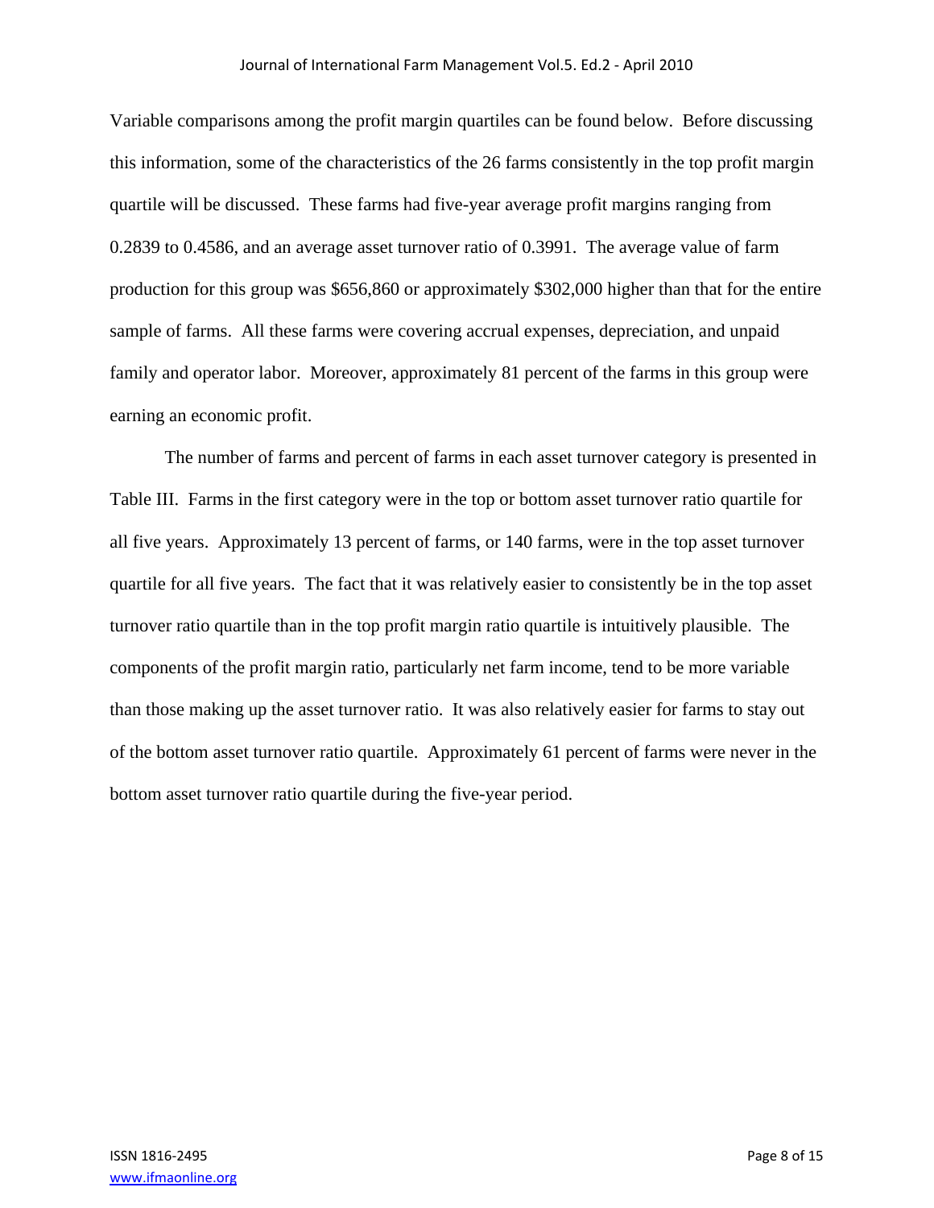Variable comparisons among the profit margin quartiles can be found below. Before discussing this information, some of the characteristics of the 26 farms consistently in the top profit margin quartile will be discussed. These farms had five-year average profit margins ranging from 0.2839 to 0.4586, and an average asset turnover ratio of 0.3991. The average value of farm production for this group was $656,860 or approximately $302,000 higher than that for the entire sample of farms. All these farms were covering accrual expenses, depreciation, and unpaid family and operator labor. Moreover, approximately 81 percent of the farms in this group were earning an economic profit.

The number of farms and percent of farms in each asset turnover category is presented in Table III. Farms in the first category were in the top or bottom asset turnover ratio quartile for all five years. Approximately 13 percent of farms, or 140 farms, were in the top asset turnover quartile for all five years. The fact that it was relatively easier to consistently be in the top asset turnover ratio quartile than in the top profit margin ratio quartile is intuitively plausible. The components of the profit margin ratio, particularly net farm income, tend to be more variable than those making up the asset turnover ratio. It was also relatively easier for farms to stay out of the bottom asset turnover ratio quartile. Approximately 61 percent of farms were never in the bottom asset turnover ratio quartile during the five-year period.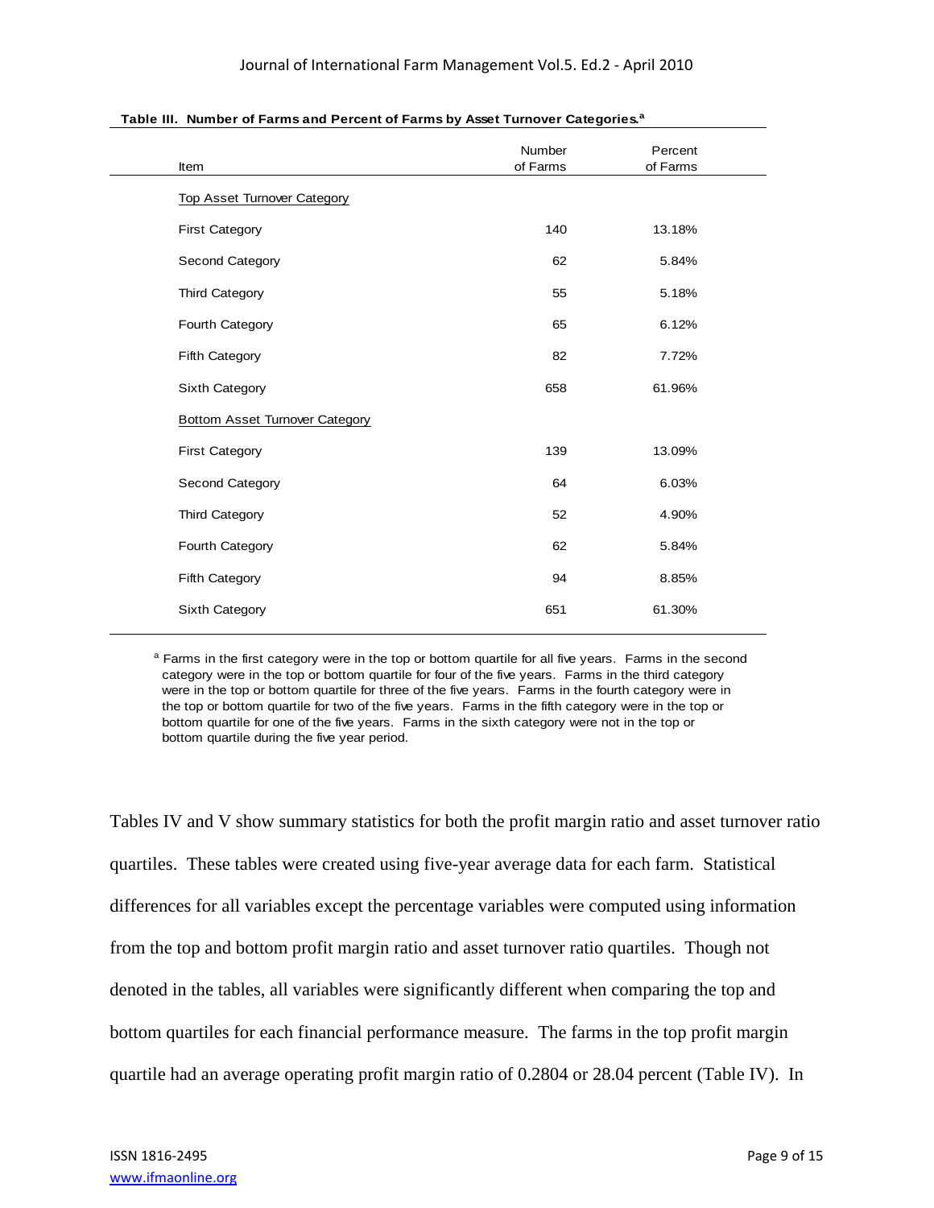**Table III. Number of Farms and Percent of Farms by Asset Turnover Categories.[a]**

| Item | Number of Farms | Percent of Farms |
|---|---|---|
| Top Asset Turnover Category | | |
| First Category | 140 | 13.18% |
| Second Category | 62 | 5.84% |
| Third Category | 55 | 5.18% |
| Fourth Category | 65 | 6.12% |
| Fifth Category | 82 | 7.72% |
| Sixth Category | 658 | 61.96% |
| Bottom Asset Turnover Category | | |
| First Category | 139 | 13.09% |
| Second Category | 64 | 6.03% |
| Third Category | 52 | 4.90% |
| Fourth Category | 62 | 5.84% |
| Fifth Category | 94 | 8.85% |
| Sixth Category | 651 | 61.30% |

[a] Farms in the first category were in the top or bottom quartile for all five years. Farms in the second category were in the top or bottom quartile for four of the five years. Farms in the third category were in the top or bottom quartile for three of the five years. Farms in the fourth category were in the top or bottom quartile for two of the five years. Farms in the fifth category were in the top or bottom quartile for one of the five years. Farms in the sixth category were not in the top or bottom quartile during the five year period.

Tables IV and V show summary statistics for both the profit margin ratio and asset turnover ratio quartiles. These tables were created using five-year average data for each farm. Statistical differences for all variables except the percentage variables were computed using information from the top and bottom profit margin ratio and asset turnover ratio quartiles. Though not denoted in the tables, all variables were significantly different when comparing the top and bottom quartiles for each financial performance measure. The farms in the top profit margin quartile had an average operating profit margin ratio of 0.2804 or 28.04 percent (Table IV). In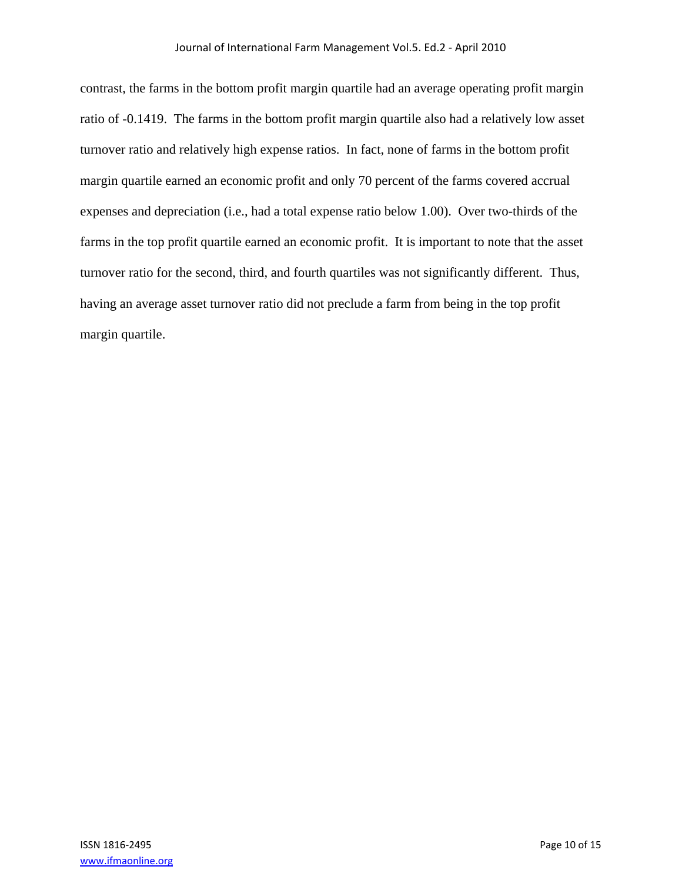contrast, the farms in the bottom profit margin quartile had an average operating profit margin ratio of -0.1419. The farms in the bottom profit margin quartile also had a relatively low asset turnover ratio and relatively high expense ratios. In fact, none of farms in the bottom profit margin quartile earned an economic profit and only 70 percent of the farms covered accrual expenses and depreciation (i.e., had a total expense ratio below 1.00). Over two-thirds of the farms in the top profit quartile earned an economic profit. It is important to note that the asset turnover ratio for the second, third, and fourth quartiles was not significantly different. Thus, having an average asset turnover ratio did not preclude a farm from being in the top profit margin quartile.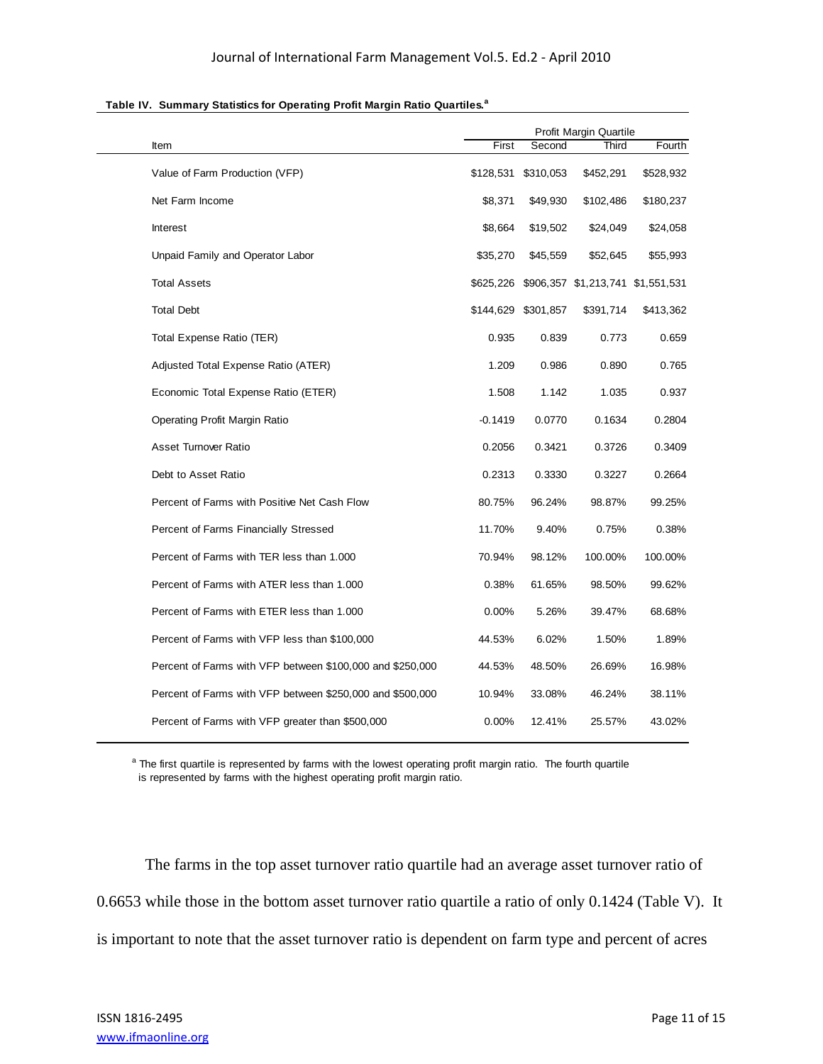**Table IV. Summary Statistics for Operating Profit Margin Ratio Quartiles.**[a]

| | Profit Margin Quartile | | | |
|---|---|---|---|---|
| Item | First | Second | Third | Fourth |
| Value of Farm Production (VFP) | $128,531 | $310,053 | $452,291 | $528,932 |
| Net Farm Income | $8,371 | $49,930 | $102,486 | $180,237 |
| Interest | $8,664 | $19,502 | $24,049 | $24,058 |
| Unpaid Family and Operator Labor | $35,270 | $45,559 | $52,645 | $55,993 |
| Total Assets | $625,226 | $906,357 | $1,213,741 | $1,551,531 |
| Total Debt | $144,629 | $301,857 | $391,714 | $413,362 |
| Total Expense Ratio (TER) | 0.935 | 0.839 | 0.773 | 0.659 |
| Adjusted Total Expense Ratio (ATER) | 1.209 | 0.986 | 0.890 | 0.765 |
| Economic Total Expense Ratio (ETER) | 1.508 | 1.142 | 1.035 | 0.937 |
| Operating Profit Margin Ratio | -0.1419 | 0.0770 | 0.1634 | 0.2804 |
| Asset Turnover Ratio | 0.2056 | 0.3421 | 0.3726 | 0.3409 |
| Debt to Asset Ratio | 0.2313 | 0.3330 | 0.3227 | 0.2664 |
| Percent of Farms with Positive Net Cash Flow | 80.75% | 96.24% | 98.87% | 99.25% |
| Percent of Farms Financially Stressed | 11.70% | 9.40% | 0.75% | 0.38% |
| Percent of Farms with TER less than 1.000 | 70.94% | 98.12% | 100.00% | 100.00% |
| Percent of Farms with ATER less than 1.000 | 0.38% | 61.65% | 98.50% | 99.62% |
| Percent of Farms with ETER less than 1.000 | 0.00% | 5.26% | 39.47% | 68.68% |
| Percent of Farms with VFP less than $100,000 | 44.53% | 6.02% | 1.50% | 1.89% |
| Percent of Farms with VFP between $100,000 and $250,000 | 44.53% | 48.50% | 26.69% | 16.98% |
| Percent of Farms with VFP between $250,000 and $500,000 | 10.94% | 33.08% | 46.24% | 38.11% |
| Percent of Farms with VFP greater than $500,000 | 0.00% | 12.41% | 25.57% | 43.02% |

[a] The first quartile is represented by farms with the lowest operating profit margin ratio. The fourth quartile is represented by farms with the highest operating profit margin ratio.

The farms in the top asset turnover ratio quartile had an average asset turnover ratio of 0.6653 while those in the bottom asset turnover ratio quartile a ratio of only 0.1424 (Table V). It is important to note that the asset turnover ratio is dependent on farm type and percent of acres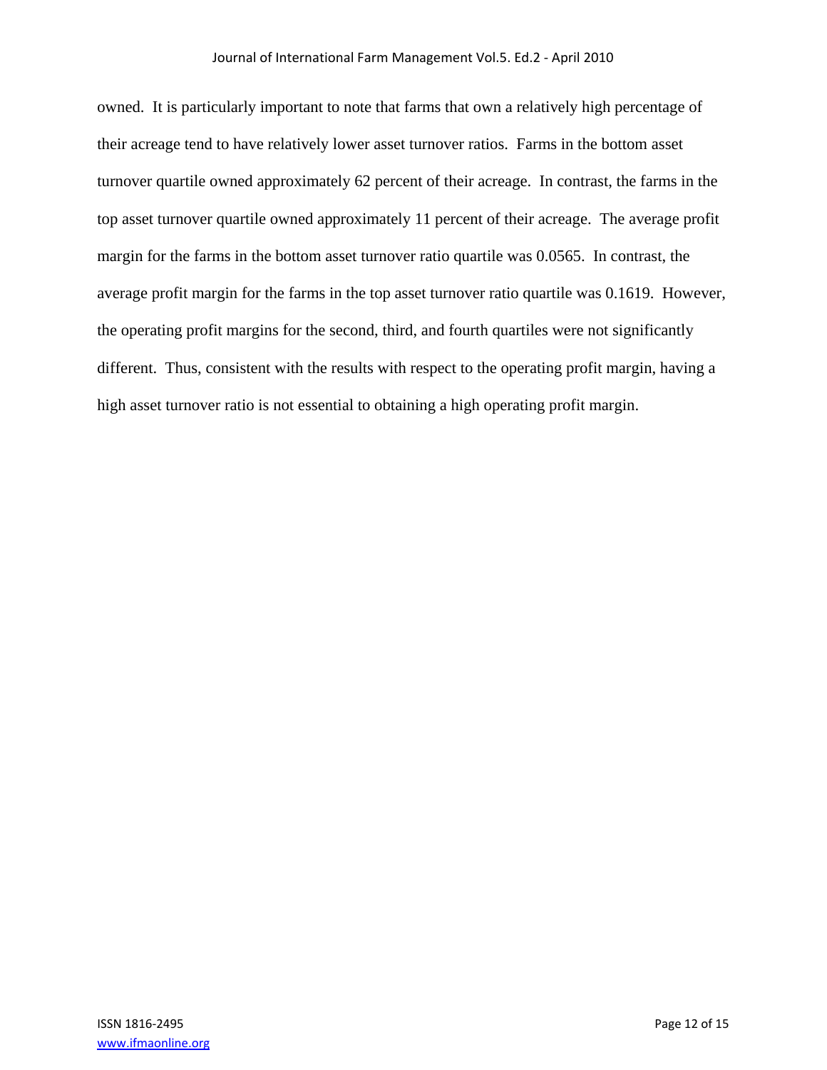owned. It is particularly important to note that farms that own a relatively high percentage of their acreage tend to have relatively lower asset turnover ratios. Farms in the bottom asset turnover quartile owned approximately 62 percent of their acreage. In contrast, the farms in the top asset turnover quartile owned approximately 11 percent of their acreage. The average profit margin for the farms in the bottom asset turnover ratio quartile was 0.0565. In contrast, the average profit margin for the farms in the top asset turnover ratio quartile was 0.1619. However, the operating profit margins for the second, third, and fourth quartiles were not significantly different. Thus, consistent with the results with respect to the operating profit margin, having a high asset turnover ratio is not essential to obtaining a high operating profit margin.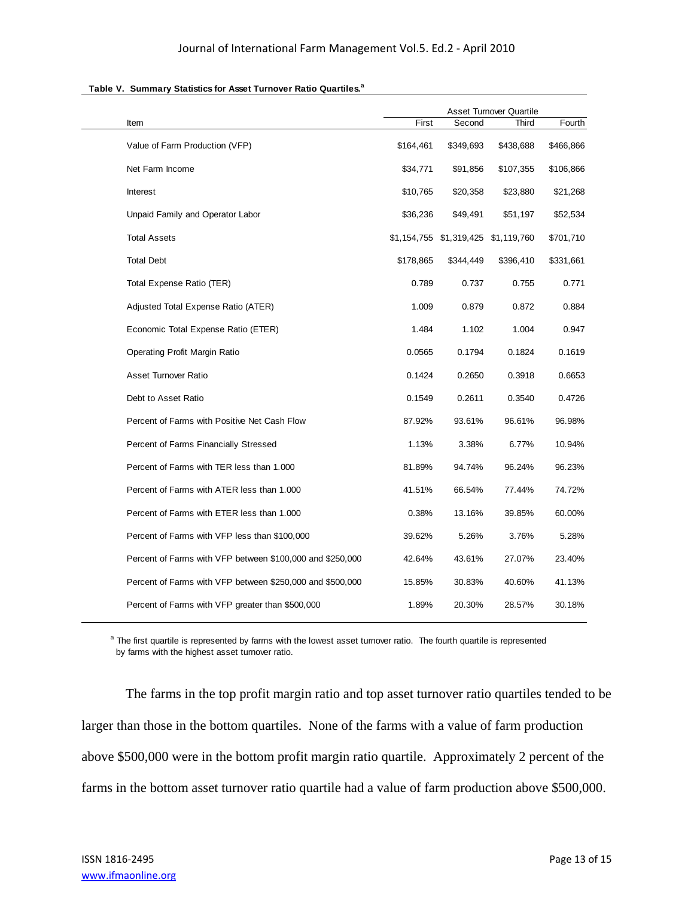**Table V. Summary Statistics for Asset Turnover Ratio Quartiles.[a]**

| Item | Asset Turnover Quartile | | | |
|---|---|---|---|---|
| | First | Second | Third | Fourth |
| Value of Farm Production (VFP) | $164,461 | $349,693 | $438,688 | $466,866 |
| Net Farm Income | $34,771 | $91,856 | $107,355 | $106,866 |
| Interest | $10,765 | $20,358 | $23,880 | $21,268 |
| Unpaid Family and Operator Labor | $36,236 | $49,491 | $51,197 | $52,534 |
| Total Assets | $1,154,755 | $1,319,425 | $1,119,760 | $701,710 |
| Total Debt | $178,865 | $344,449 | $396,410 | $331,661 |
| Total Expense Ratio (TER) | 0.789 | 0.737 | 0.755 | 0.771 |
| Adjusted Total Expense Ratio (ATER) | 1.009 | 0.879 | 0.872 | 0.884 |
| Economic Total Expense Ratio (ETER) | 1.484 | 1.102 | 1.004 | 0.947 |
| Operating Profit Margin Ratio | 0.0565 | 0.1794 | 0.1824 | 0.1619 |
| Asset Turnover Ratio | 0.1424 | 0.2650 | 0.3918 | 0.6653 |
| Debt to Asset Ratio | 0.1549 | 0.2611 | 0.3540 | 0.4726 |
| Percent of Farms with Positive Net Cash Flow | 87.92% | 93.61% | 96.61% | 96.98% |
| Percent of Farms Financially Stressed | 1.13% | 3.38% | 6.77% | 10.94% |
| Percent of Farms with TER less than 1.000 | 81.89% | 94.74% | 96.24% | 96.23% |
| Percent of Farms with ATER less than 1.000 | 41.51% | 66.54% | 77.44% | 74.72% |
| Percent of Farms with ETER less than 1.000 | 0.38% | 13.16% | 39.85% | 60.00% |
| Percent of Farms with VFP less than $100,000 | 39.62% | 5.26% | 3.76% | 5.28% |
| Percent of Farms with VFP between $100,000 and $250,000 | 42.64% | 43.61% | 27.07% | 23.40% |
| Percent of Farms with VFP between $250,000 and $500,000 | 15.85% | 30.83% | 40.60% | 41.13% |
| Percent of Farms with VFP greater than $500,000 | 1.89% | 20.30% | 28.57% | 30.18% |

[a] The first quartile is represented by farms with the lowest asset turnover ratio. The fourth quartile is represented by farms with the highest asset turnover ratio.

The farms in the top profit margin ratio and top asset turnover ratio quartiles tended to be larger than those in the bottom quartiles. None of the farms with a value of farm production above $500,000 were in the bottom profit margin ratio quartile. Approximately 2 percent of the farms in the bottom asset turnover ratio quartile had a value of farm production above $500,000.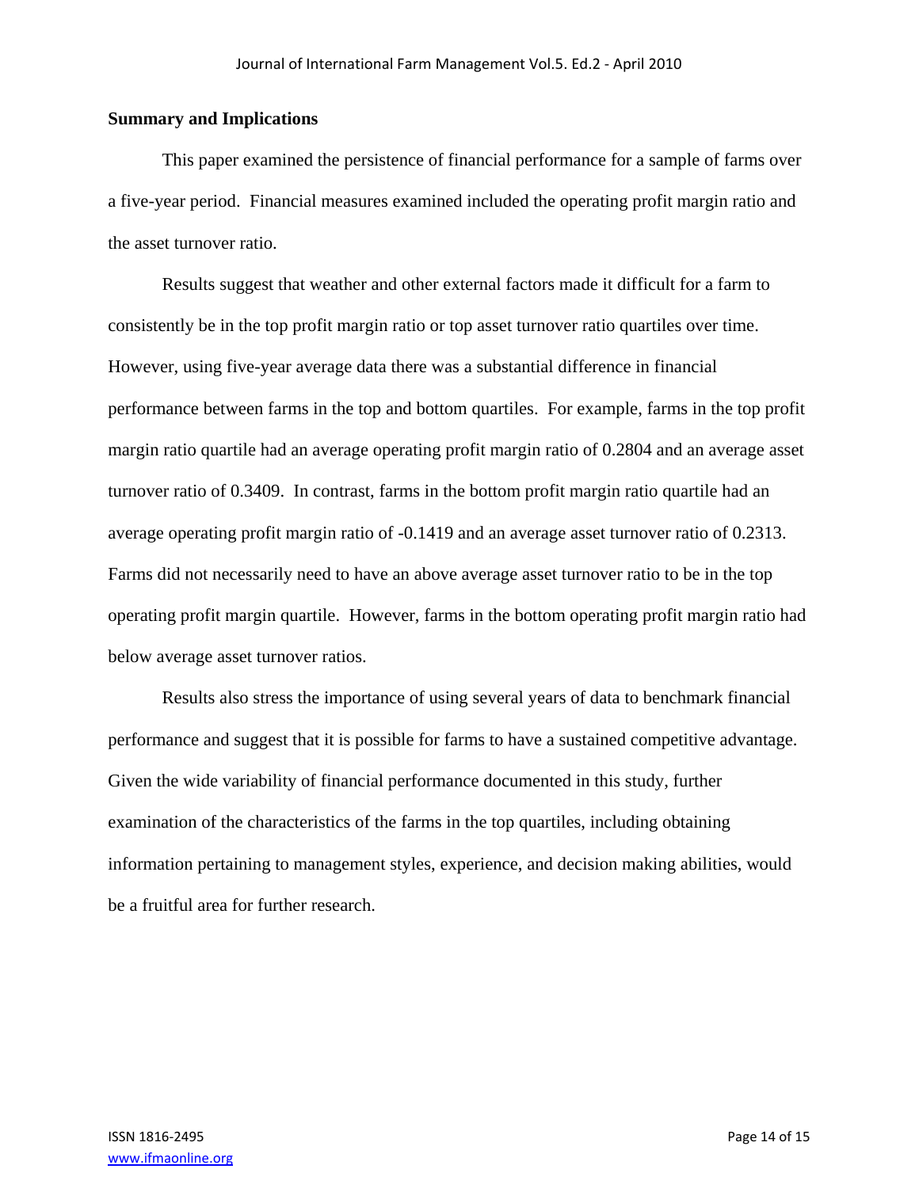## Summary and Implications

This paper examined the persistence of financial performance for a sample of farms over a five-year period. Financial measures examined included the operating profit margin ratio and the asset turnover ratio.

Results suggest that weather and other external factors made it difficult for a farm to consistently be in the top profit margin ratio or top asset turnover ratio quartiles over time. However, using five-year average data there was a substantial difference in financial performance between farms in the top and bottom quartiles. For example, farms in the top profit margin ratio quartile had an average operating profit margin ratio of 0.2804 and an average asset turnover ratio of 0.3409. In contrast, farms in the bottom profit margin ratio quartile had an average operating profit margin ratio of -0.1419 and an average asset turnover ratio of 0.2313. Farms did not necessarily need to have an above average asset turnover ratio to be in the top operating profit margin quartile. However, farms in the bottom operating profit margin ratio had below average asset turnover ratios.

Results also stress the importance of using several years of data to benchmark financial performance and suggest that it is possible for farms to have a sustained competitive advantage. Given the wide variability of financial performance documented in this study, further examination of the characteristics of the farms in the top quartiles, including obtaining information pertaining to management styles, experience, and decision making abilities, would be a fruitful area for further research.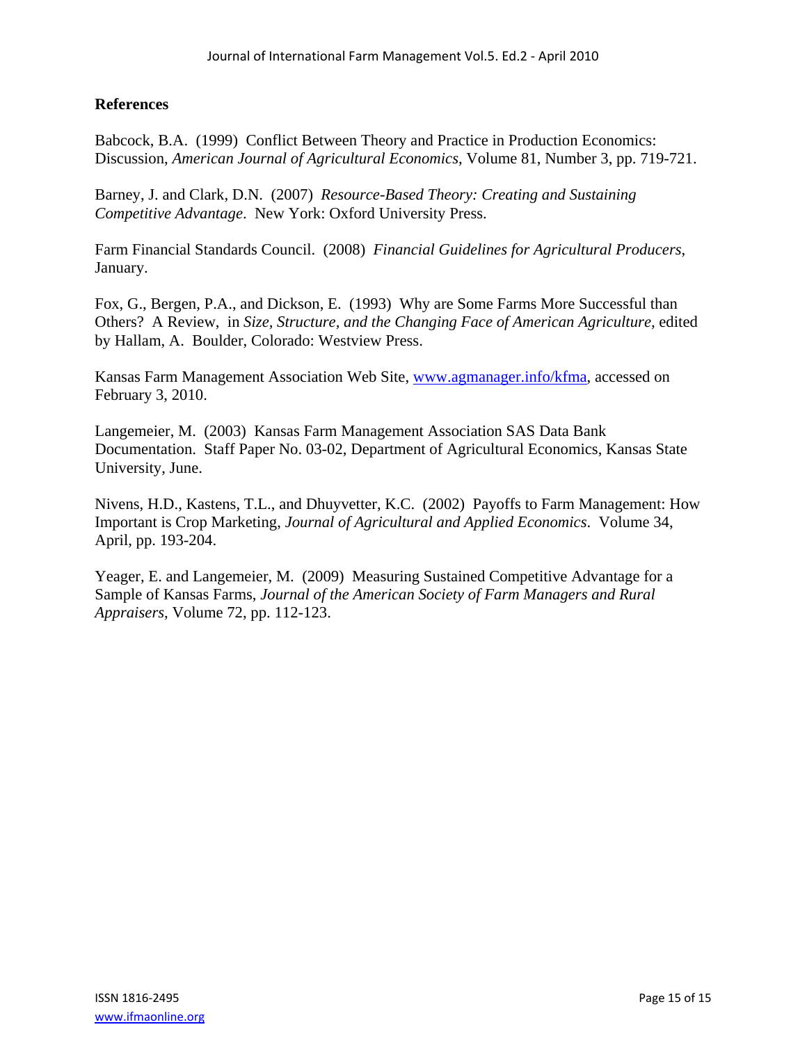## References

Babcock, B.A. (1999) Conflict Between Theory and Practice in Production Economics: Discussion, *American Journal of Agricultural Economics*, Volume 81, Number 3, pp. 719-721.

Barney, J. and Clark, D.N. (2007) *Resource-Based Theory: Creating and Sustaining Competitive Advantage*. New York: Oxford University Press.

Farm Financial Standards Council. (2008) *Financial Guidelines for Agricultural Producers*, January.

Fox, G., Bergen, P.A., and Dickson, E. (1993) Why are Some Farms More Successful than Others? A Review, in *Size, Structure, and the Changing Face of American Agriculture*, edited by Hallam, A. Boulder, Colorado: Westview Press.

Kansas Farm Management Association Web Site, www.agmanager.info/kfma, accessed on February 3, 2010.

Langemeier, M. (2003) Kansas Farm Management Association SAS Data Bank Documentation. Staff Paper No. 03-02, Department of Agricultural Economics, Kansas State University, June.

Nivens, H.D., Kastens, T.L., and Dhuyvetter, K.C. (2002) Payoffs to Farm Management: How Important is Crop Marketing, *Journal of Agricultural and Applied Economics*. Volume 34, April, pp. 193-204.

Yeager, E. and Langemeier, M. (2009) Measuring Sustained Competitive Advantage for a Sample of Kansas Farms, *Journal of the American Society of Farm Managers and Rural Appraisers*, Volume 72, pp. 112-123.